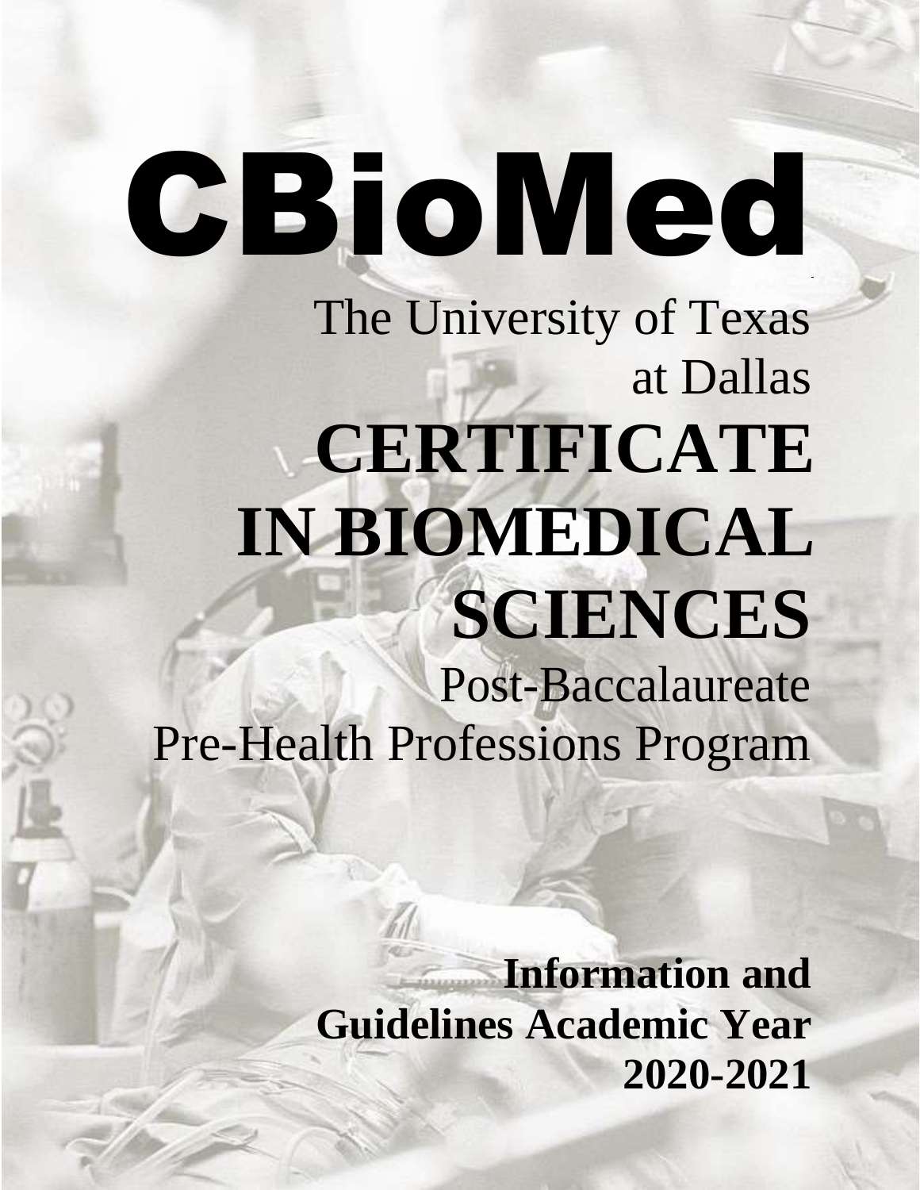# CBioMed

The University of Texas at Dallas

# CERTIFICATE IN BIOMEDICAL SCIENCES

Post-Baccalaureate Pre-Health Professions Program

**Information and Guidelines Academic Year 2020-2021**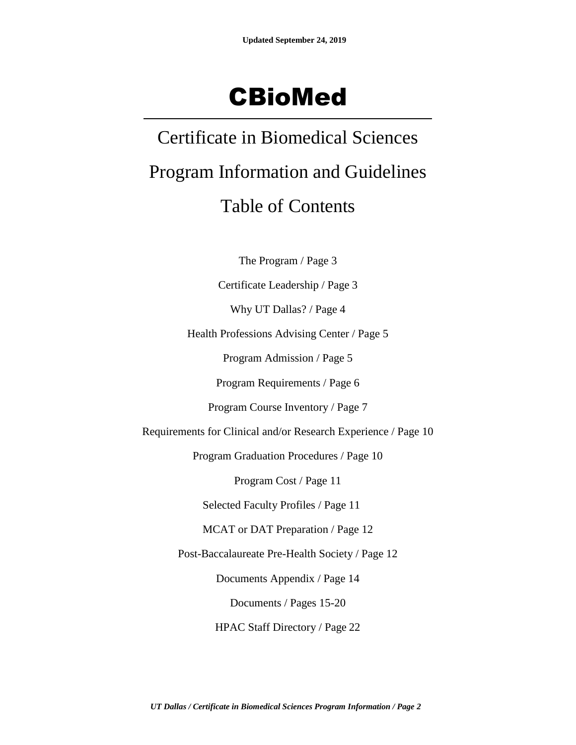Updated September 24, 2019

# CBioMed

## Certificate in Biomedical Sciences

## Program Information and Guidelines

## Table of Contents

The Program / Page 3

Certificate Leadership / Page 3

Why UT Dallas? / Page 4

Health Professions Advising Center / Page 5

Program Admission / Page 5

Program Requirements / Page 6

Program Course Inventory / Page 7

Requirements for Clinical and/or Research Experience / Page 10

Program Graduation Procedures / Page 10

Program Cost / Page 11

Selected Faculty Profiles / Page 11

MCAT or DAT Preparation / Page 12

Post-Baccalaureate Pre-Health Society / Page 12

Documents Appendix / Page 14

Documents / Pages 15-20

HPAC Staff Directory / Page 22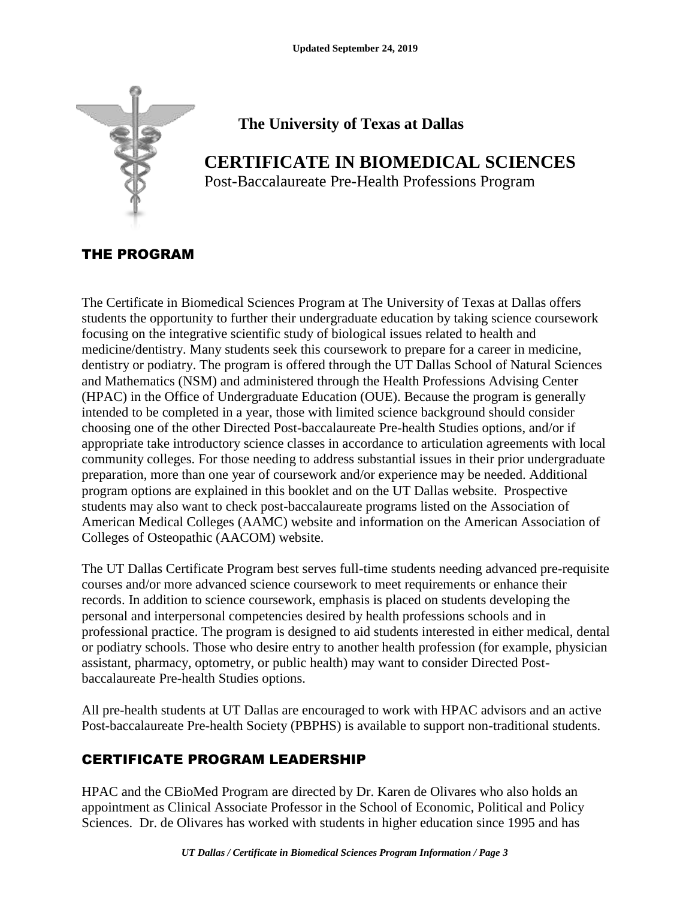Updated September 24, 2019

# The University of Texas at Dallas

# CERTIFICATE IN BIOMEDICAL SCIENCES

Post-Baccalaureate Pre-Health Professions Program

## THE PROGRAM

The Certificate in Biomedical Sciences Program at The University of Texas at Dallas offers students the opportunity to further their undergraduate education by taking science coursework focusing on the integrative scientific study of biological issues related to health and medicine/dentistry. Many students seek this coursework to prepare for a career in medicine, dentistry or podiatry. The program is offered through the UT Dallas School of Natural Sciences and Mathematics (NSM) and administered through the Health Professions Advising Center (HPAC) in the Office of Undergraduate Education (OUE). Because the program is generally intended to be completed in a year, those with limited science background should consider choosing one of the other Directed Post-baccalaureate Pre-health Studies options, and/or if appropriate take introductory science classes in accordance to articulation agreements with local community colleges. For those needing to address substantial issues in their prior undergraduate preparation, more than one year of coursework and/or experience may be needed. Additional program options are explained in this booklet and on the UT Dallas website. Prospective students may also want to check post-baccalaureate programs listed on the Association of American Medical Colleges (AAMC) website and information on the American Association of Colleges of Osteopathic (AACOM) website.

The UT Dallas Certificate Program best serves full-time students needing advanced pre-requisite courses and/or more advanced science coursework to meet requirements or enhance their records. In addition to science coursework, emphasis is placed on students developing the personal and interpersonal competencies desired by health professions schools and in professional practice. The program is designed to aid students interested in either medical, dental or podiatry schools. Those who desire entry to another health profession (for example, physician assistant, pharmacy, optometry, or public health) may want to consider Directed Post-baccalaureate Pre-health Studies options.

All pre-health students at UT Dallas are encouraged to work with HPAC advisors and an active Post-baccalaureate Pre-health Society (PBPHS) is available to support non-traditional students.

## CERTIFICATE PROGRAM LEADERSHIP

HPAC and the CBioMed Program are directed by Dr. Karen de Olivares who also holds an appointment as Clinical Associate Professor in the School of Economic, Political and Policy Sciences. Dr. de Olivares has worked with students in higher education since 1995 and has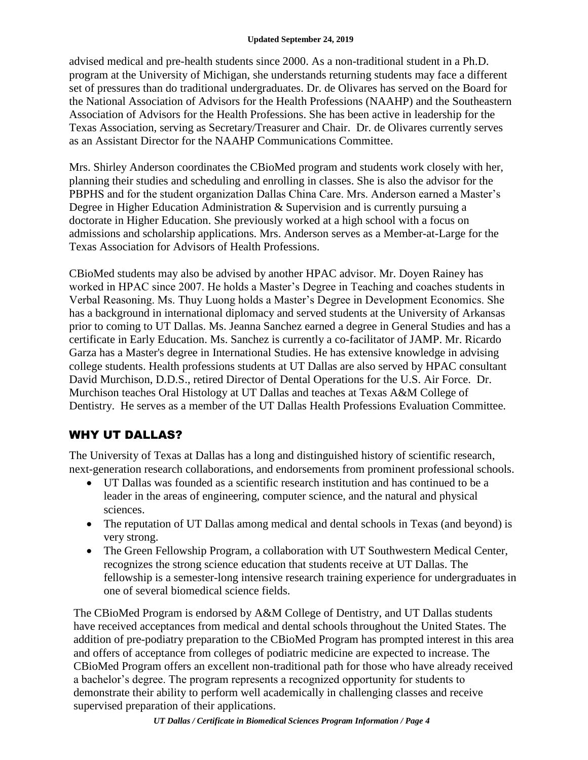advised medical and pre-health students since 2000. As a non-traditional student in a Ph.D. program at the University of Michigan, she understands returning students may face a different set of pressures than do traditional undergraduates. Dr. de Olivares has served on the Board for the National Association of Advisors for the Health Professions (NAAHP) and the Southeastern Association of Advisors for the Health Professions. She has been active in leadership for the Texas Association, serving as Secretary/Treasurer and Chair. Dr. de Olivares currently serves as an Assistant Director for the NAAHP Communications Committee.

Mrs. Shirley Anderson coordinates the CBioMed program and students work closely with her, planning their studies and scheduling and enrolling in classes. She is also the advisor for the PBPHS and for the student organization Dallas China Care. Mrs. Anderson earned a Master's Degree in Higher Education Administration & Supervision and is currently pursuing a doctorate in Higher Education. She previously worked at a high school with a focus on admissions and scholarship applications. Mrs. Anderson serves as a Member-at-Large for the Texas Association for Advisors of Health Professions.

CBioMed students may also be advised by another HPAC advisor. Mr. Doyen Rainey has worked in HPAC since 2007. He holds a Master's Degree in Teaching and coaches students in Verbal Reasoning. Ms. Thuy Luong holds a Master's Degree in Development Economics. She has a background in international diplomacy and served students at the University of Arkansas prior to coming to UT Dallas. Ms. Jeanna Sanchez earned a degree in General Studies and has a certificate in Early Education. Ms. Sanchez is currently a co-facilitator of JAMP. Mr. Ricardo Garza has a Master's degree in International Studies. He has extensive knowledge in advising college students. Health professions students at UT Dallas are also served by HPAC consultant David Murchison, D.D.S., retired Director of Dental Operations for the U.S. Air Force. Dr. Murchison teaches Oral Histology at UT Dallas and teaches at Texas A&M College of Dentistry. He serves as a member of the UT Dallas Health Professions Evaluation Committee.

## WHY UT DALLAS?

The University of Texas at Dallas has a long and distinguished history of scientific research, next-generation research collaborations, and endorsements from prominent professional schools.

- UT Dallas was founded as a scientific research institution and has continued to be a leader in the areas of engineering, computer science, and the natural and physical sciences.
- The reputation of UT Dallas among medical and dental schools in Texas (and beyond) is very strong.
- The Green Fellowship Program, a collaboration with UT Southwestern Medical Center, recognizes the strong science education that students receive at UT Dallas. The fellowship is a semester-long intensive research training experience for undergraduates in one of several biomedical science fields.

The CBioMed Program is endorsed by A&M College of Dentistry, and UT Dallas students have received acceptances from medical and dental schools throughout the United States. The addition of pre-podiatry preparation to the CBioMed Program has prompted interest in this area and offers of acceptance from colleges of podiatric medicine are expected to increase. The CBioMed Program offers an excellent non-traditional path for those who have already received a bachelor's degree. The program represents a recognized opportunity for students to demonstrate their ability to perform well academically in challenging classes and receive supervised preparation of their applications.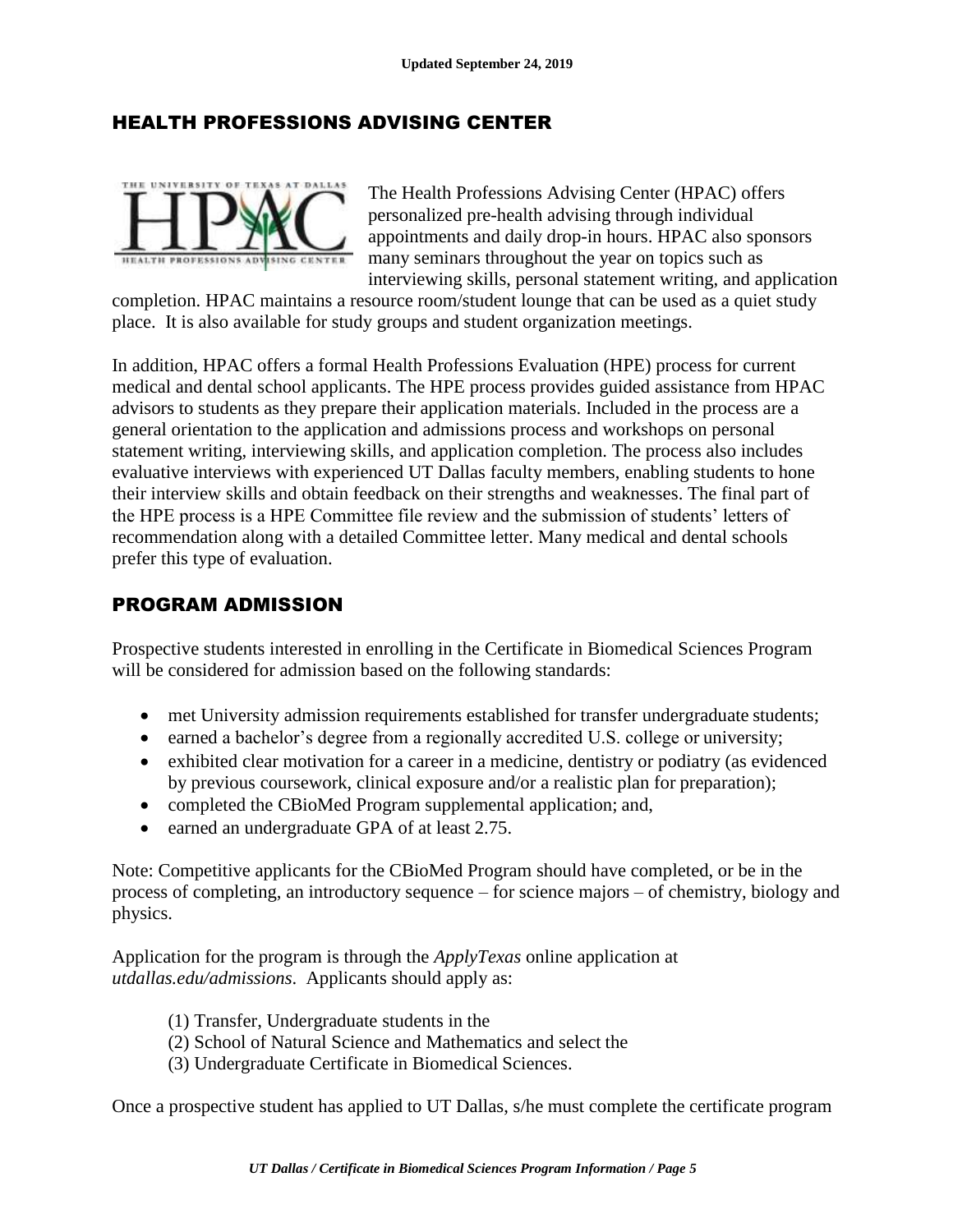## HEALTH PROFESSIONS ADVISING CENTER

The Health Professions Advising Center (HPAC) offers personalized pre-health advising through individual appointments and daily drop-in hours. HPAC also sponsors many seminars throughout the year on topics such as interviewing skills, personal statement writing, and application completion. HPAC maintains a resource room/student lounge that can be used as a quiet study place. It is also available for study groups and student organization meetings.

In addition, HPAC offers a formal Health Professions Evaluation (HPE) process for current medical and dental school applicants. The HPE process provides guided assistance from HPAC advisors to students as they prepare their application materials. Included in the process are a general orientation to the application and admissions process and workshops on personal statement writing, interviewing skills, and application completion. The process also includes evaluative interviews with experienced UT Dallas faculty members, enabling students to hone their interview skills and obtain feedback on their strengths and weaknesses. The final part of the HPE process is a HPE Committee file review and the submission of students' letters of recommendation along with a detailed Committee letter. Many medical and dental schools prefer this type of evaluation.

## PROGRAM ADMISSION

Prospective students interested in enrolling in the Certificate in Biomedical Sciences Program will be considered for admission based on the following standards:

- met University admission requirements established for transfer undergraduate students;
- earned a bachelor's degree from a regionally accredited U.S. college or university;
- exhibited clear motivation for a career in a medicine, dentistry or podiatry (as evidenced by previous coursework, clinical exposure and/or a realistic plan for preparation);
- completed the CBioMed Program supplemental application; and,
- earned an undergraduate GPA of at least 2.75.

Note: Competitive applicants for the CBioMed Program should have completed, or be in the process of completing, an introductory sequence – for science majors – of chemistry, biology and physics.

Application for the program is through the *ApplyTexas* online application at *utdallas.edu/admissions*. Applicants should apply as:

(1) Transfer, Undergraduate students in the
(2) School of Natural Science and Mathematics and select the
(3) Undergraduate Certificate in Biomedical Sciences.

Once a prospective student has applied to UT Dallas, s/he must complete the certificate program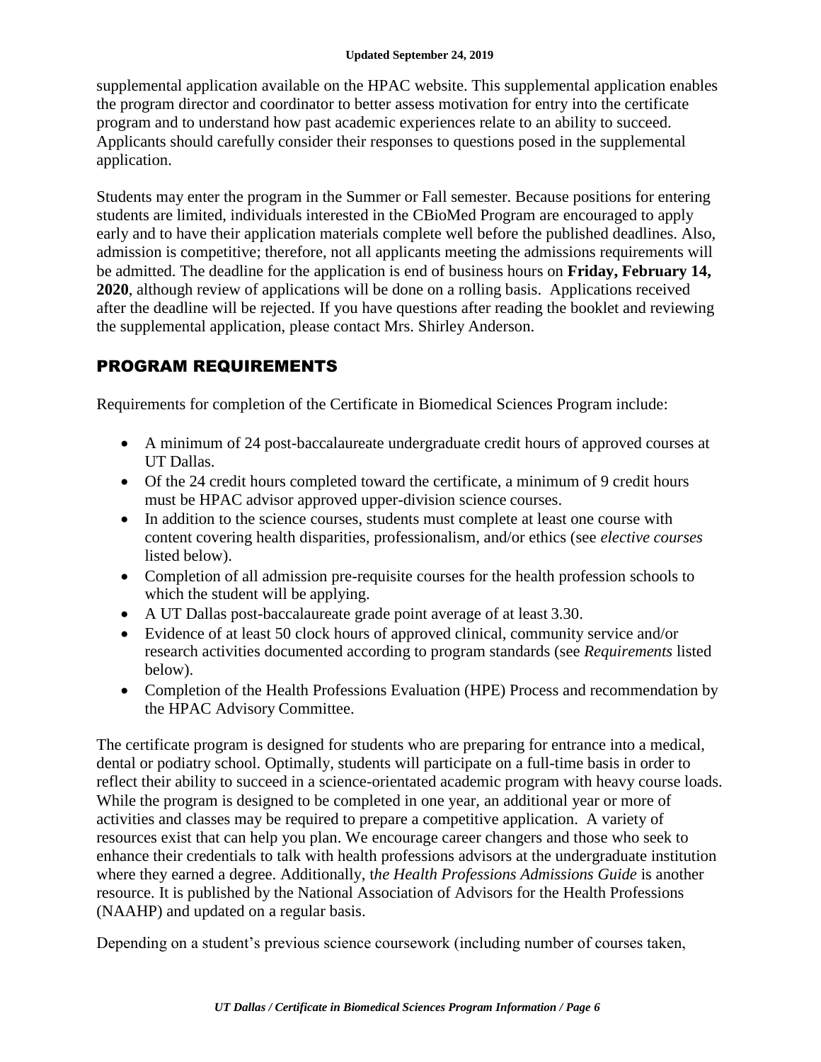supplemental application available on the HPAC website. This supplemental application enables the program director and coordinator to better assess motivation for entry into the certificate program and to understand how past academic experiences relate to an ability to succeed. Applicants should carefully consider their responses to questions posed in the supplemental application.

Students may enter the program in the Summer or Fall semester. Because positions for entering students are limited, individuals interested in the CBioMed Program are encouraged to apply early and to have their application materials complete well before the published deadlines. Also, admission is competitive; therefore, not all applicants meeting the admissions requirements will be admitted. The deadline for the application is end of business hours on **Friday, February 14, 2020**, although review of applications will be done on a rolling basis. Applications received after the deadline will be rejected. If you have questions after reading the booklet and reviewing the supplemental application, please contact Mrs. Shirley Anderson.

## PROGRAM REQUIREMENTS

Requirements for completion of the Certificate in Biomedical Sciences Program include:

- A minimum of 24 post-baccalaureate undergraduate credit hours of approved courses at UT Dallas.
- Of the 24 credit hours completed toward the certificate, a minimum of 9 credit hours must be HPAC advisor approved upper-division science courses.
- In addition to the science courses, students must complete at least one course with content covering health disparities, professionalism, and/or ethics (see *elective courses* listed below).
- Completion of all admission pre-requisite courses for the health profession schools to which the student will be applying.
- A UT Dallas post-baccalaureate grade point average of at least 3.30.
- Evidence of at least 50 clock hours of approved clinical, community service and/or research activities documented according to program standards (see *Requirements* listed below).
- Completion of the Health Professions Evaluation (HPE) Process and recommendation by the HPAC Advisory Committee.

The certificate program is designed for students who are preparing for entrance into a medical, dental or podiatry school. Optimally, students will participate on a full-time basis in order to reflect their ability to succeed in a science-orientated academic program with heavy course loads. While the program is designed to be completed in one year, an additional year or more of activities and classes may be required to prepare a competitive application. A variety of resources exist that can help you plan. We encourage career changers and those who seek to enhance their credentials to talk with health professions advisors at the undergraduate institution where they earned a degree. Additionally, t*he Health Professions Admissions Guide* is another resource. It is published by the National Association of Advisors for the Health Professions (NAAHP) and updated on a regular basis.

Depending on a student's previous science coursework (including number of courses taken,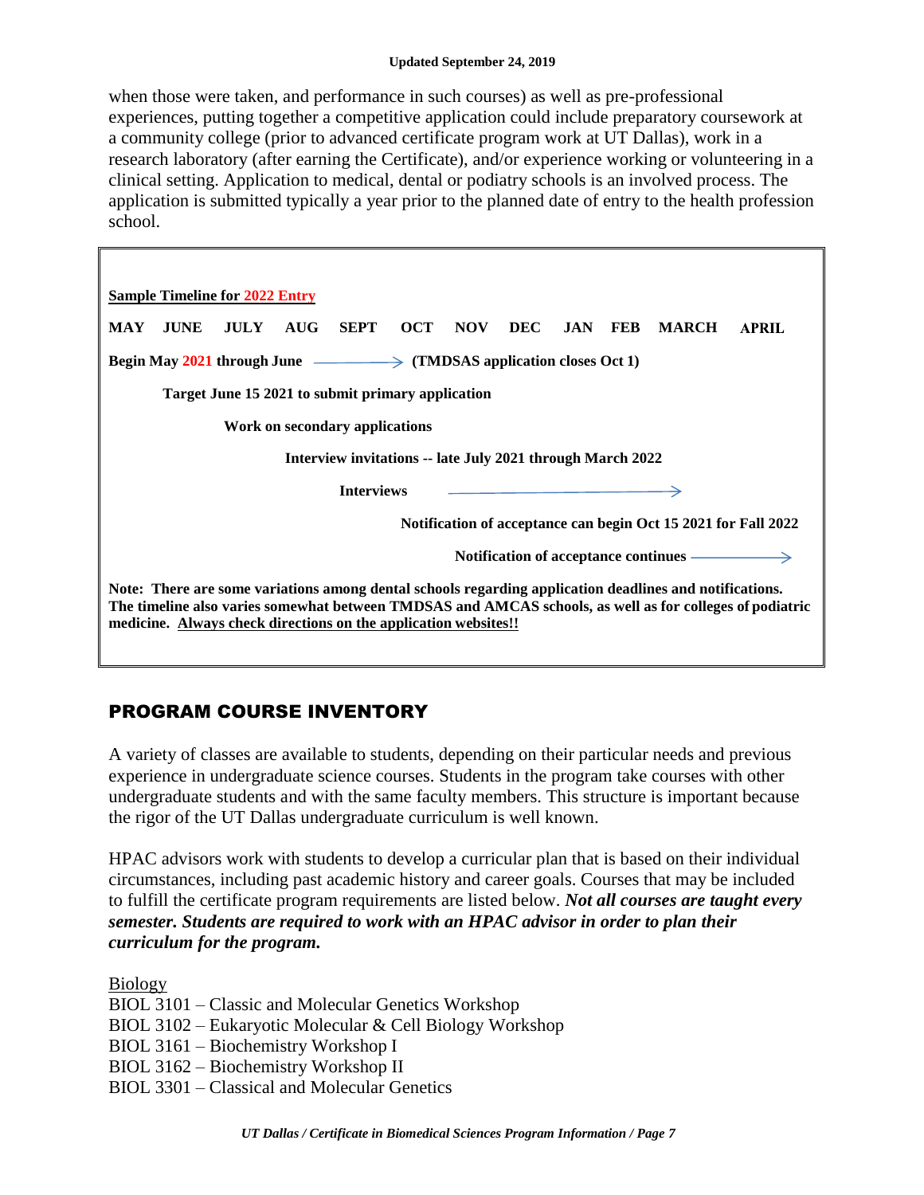when those were taken, and performance in such courses) as well as pre-professional experiences, putting together a competitive application could include preparatory coursework at a community college (prior to advanced certificate program work at UT Dallas), work in a research laboratory (after earning the Certificate), and/or experience working or volunteering in a clinical setting. Application to medical, dental or podiatry schools is an involved process. The application is submitted typically a year prior to the planned date of entry to the health profession school.

**Sample Timeline for 2022 Entry**

**MAY JUNE JULY AUG SEPT OCT NOV DEC JAN FEB MARCH APRIL**

**Begin May 2021 through June → (TMDSAS application closes Oct 1)**

**Target June 15 2021 to submit primary application**

**Work on secondary applications**

**Interview invitations -- late July 2021 through March 2022**

**Interviews →**

**Notification of acceptance can begin Oct 15 2021 for Fall 2022**

**Notification of acceptance continues →**

**Note: There are some variations among dental schools regarding application deadlines and notifications. The timeline also varies somewhat between TMDSAS and AMCAS schools, as well as for colleges of podiatric medicine. Always check directions on the application websites!!**

## PROGRAM COURSE INVENTORY

A variety of classes are available to students, depending on their particular needs and previous experience in undergraduate science courses. Students in the program take courses with other undergraduate students and with the same faculty members. This structure is important because the rigor of the UT Dallas undergraduate curriculum is well known.

HPAC advisors work with students to develop a curricular plan that is based on their individual circumstances, including past academic history and career goals. Courses that may be included to fulfill the certificate program requirements are listed below. ***Not all courses are taught every semester. Students are required to work with an HPAC advisor in order to plan their curriculum for the program.***

Biology

BIOL 3101 – Classic and Molecular Genetics Workshop
BIOL 3102 – Eukaryotic Molecular & Cell Biology Workshop
BIOL 3161 – Biochemistry Workshop I
BIOL 3162 – Biochemistry Workshop II
BIOL 3301 – Classical and Molecular Genetics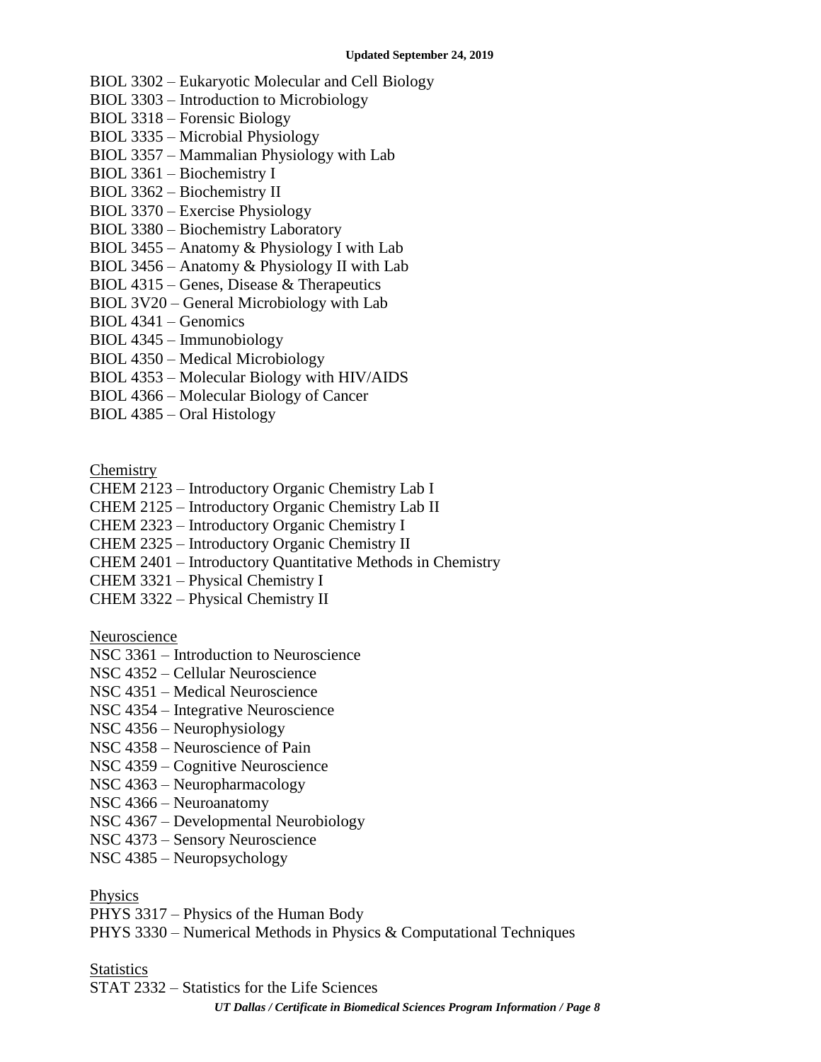BIOL 3302 – Eukaryotic Molecular and Cell Biology
BIOL 3303 – Introduction to Microbiology
BIOL 3318 – Forensic Biology
BIOL 3335 – Microbial Physiology
BIOL 3357 – Mammalian Physiology with Lab
BIOL 3361 – Biochemistry I
BIOL 3362 – Biochemistry II
BIOL 3370 – Exercise Physiology
BIOL 3380 – Biochemistry Laboratory
BIOL 3455 – Anatomy & Physiology I with Lab
BIOL 3456 – Anatomy & Physiology II with Lab
BIOL 4315 – Genes, Disease & Therapeutics
BIOL 3V20 – General Microbiology with Lab
BIOL 4341 – Genomics
BIOL 4345 – Immunobiology
BIOL 4350 – Medical Microbiology
BIOL 4353 – Molecular Biology with HIV/AIDS
BIOL 4366 – Molecular Biology of Cancer
BIOL 4385 – Oral Histology

<u>Chemistry</u>

CHEM 2123 – Introductory Organic Chemistry Lab I
CHEM 2125 – Introductory Organic Chemistry Lab II
CHEM 2323 – Introductory Organic Chemistry I
CHEM 2325 – Introductory Organic Chemistry II
CHEM 2401 – Introductory Quantitative Methods in Chemistry
CHEM 3321 – Physical Chemistry I
CHEM 3322 – Physical Chemistry II

<u>Neuroscience</u>

NSC 3361 – Introduction to Neuroscience
NSC 4352 – Cellular Neuroscience
NSC 4351 – Medical Neuroscience
NSC 4354 – Integrative Neuroscience
NSC 4356 – Neurophysiology
NSC 4358 – Neuroscience of Pain
NSC 4359 – Cognitive Neuroscience
NSC 4363 – Neuropharmacology
NSC 4366 – Neuroanatomy
NSC 4367 – Developmental Neurobiology
NSC 4373 – Sensory Neuroscience
NSC 4385 – Neuropsychology

<u>Physics</u>

PHYS 3317 – Physics of the Human Body
PHYS 3330 – Numerical Methods in Physics & Computational Techniques

<u>Statistics</u>

STAT 2332 – Statistics for the Life Sciences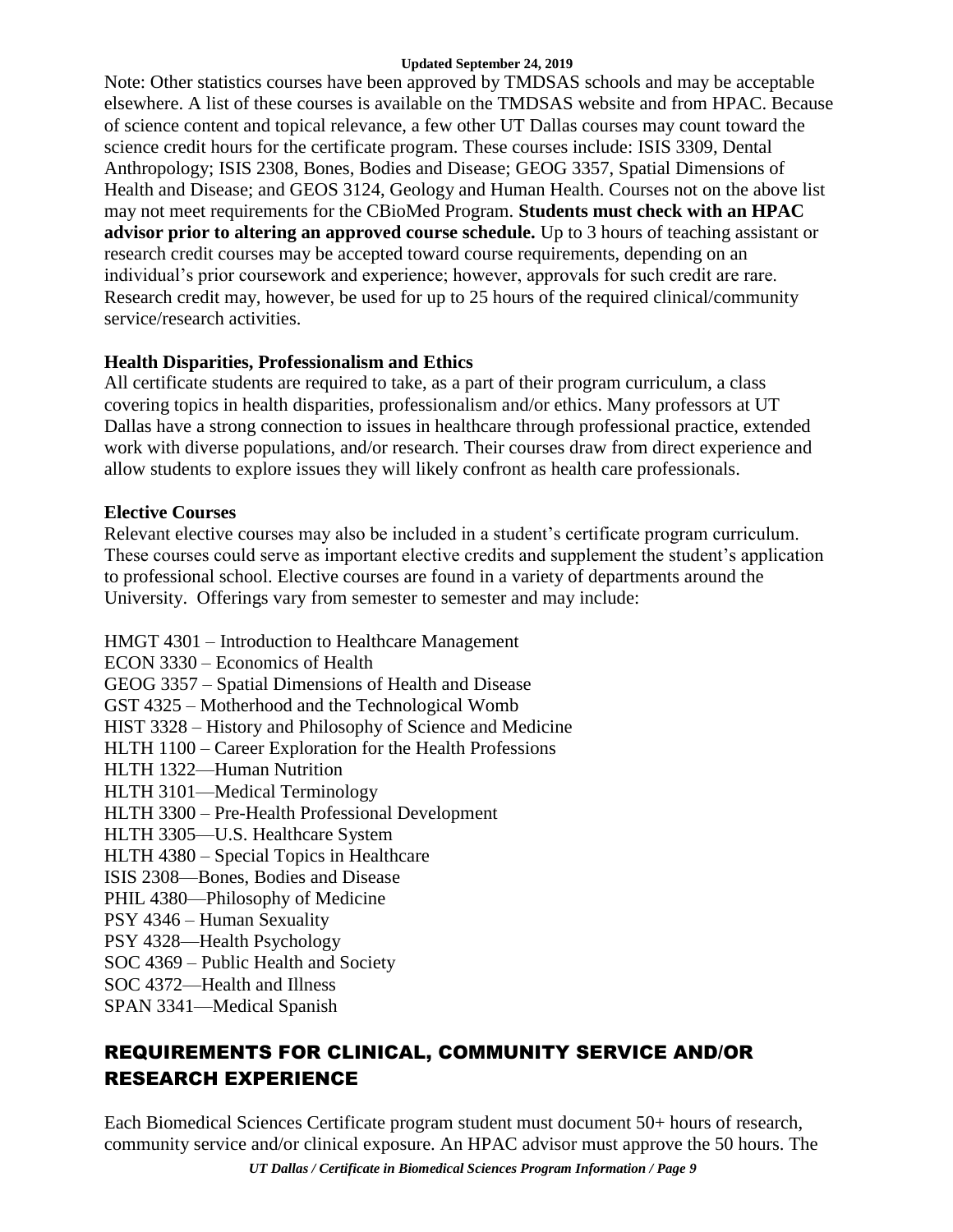Note: Other statistics courses have been approved by TMDSAS schools and may be acceptable elsewhere. A list of these courses is available on the TMDSAS website and from HPAC. Because of science content and topical relevance, a few other UT Dallas courses may count toward the science credit hours for the certificate program. These courses include: ISIS 3309, Dental Anthropology; ISIS 2308, Bones, Bodies and Disease; GEOG 3357, Spatial Dimensions of Health and Disease; and GEOS 3124, Geology and Human Health. Courses not on the above list may not meet requirements for the CBioMed Program. **Students must check with an HPAC advisor prior to altering an approved course schedule.** Up to 3 hours of teaching assistant or research credit courses may be accepted toward course requirements, depending on an individual's prior coursework and experience; however, approvals for such credit are rare. Research credit may, however, be used for up to 25 hours of the required clinical/community service/research activities.

**Health Disparities, Professionalism and Ethics**

All certificate students are required to take, as a part of their program curriculum, a class covering topics in health disparities, professionalism and/or ethics. Many professors at UT Dallas have a strong connection to issues in healthcare through professional practice, extended work with diverse populations, and/or research. Their courses draw from direct experience and allow students to explore issues they will likely confront as health care professionals.

**Elective Courses**

Relevant elective courses may also be included in a student's certificate program curriculum. These courses could serve as important elective credits and supplement the student's application to professional school. Elective courses are found in a variety of departments around the University. Offerings vary from semester to semester and may include:

HMGT 4301 – Introduction to Healthcare Management
ECON 3330 – Economics of Health
GEOG 3357 – Spatial Dimensions of Health and Disease
GST 4325 – Motherhood and the Technological Womb
HIST 3328 – History and Philosophy of Science and Medicine
HLTH 1100 – Career Exploration for the Health Professions
HLTH 1322—Human Nutrition
HLTH 3101—Medical Terminology
HLTH 3300 – Pre-Health Professional Development
HLTH 3305—U.S. Healthcare System
HLTH 4380 – Special Topics in Healthcare
ISIS 2308—Bones, Bodies and Disease
PHIL 4380—Philosophy of Medicine
PSY 4346 – Human Sexuality
PSY 4328—Health Psychology
SOC 4369 – Public Health and Society
SOC 4372—Health and Illness
SPAN 3341—Medical Spanish

## REQUIREMENTS FOR CLINICAL, COMMUNITY SERVICE AND/OR RESEARCH EXPERIENCE

Each Biomedical Sciences Certificate program student must document 50+ hours of research, community service and/or clinical exposure. An HPAC advisor must approve the 50 hours. The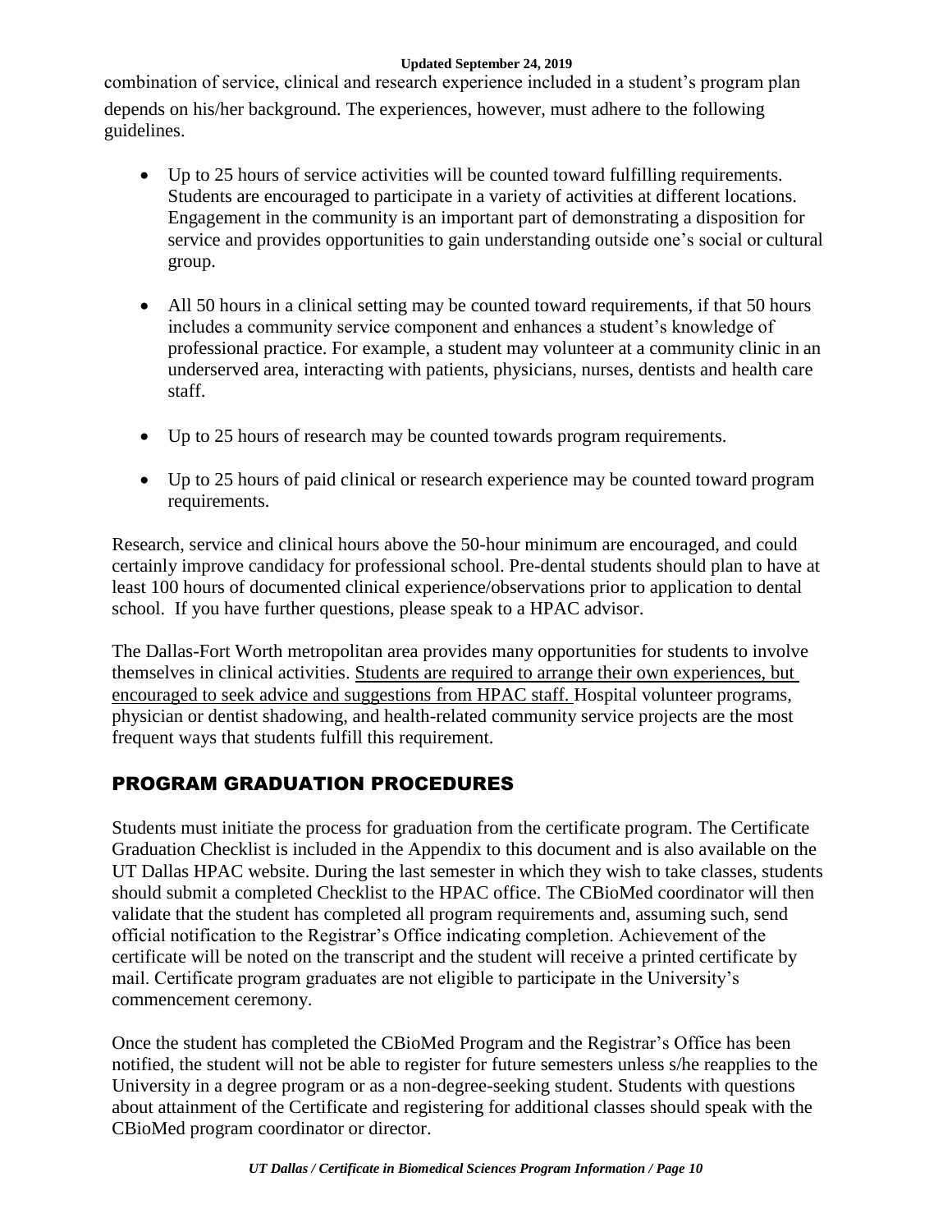combination of service, clinical and research experience included in a student's program plan depends on his/her background. The experiences, however, must adhere to the following guidelines.

- Up to 25 hours of service activities will be counted toward fulfilling requirements. Students are encouraged to participate in a variety of activities at different locations. Engagement in the community is an important part of demonstrating a disposition for service and provides opportunities to gain understanding outside one's social or cultural group.

- All 50 hours in a clinical setting may be counted toward requirements, if that 50 hours includes a community service component and enhances a student's knowledge of professional practice. For example, a student may volunteer at a community clinic in an underserved area, interacting with patients, physicians, nurses, dentists and health care staff.

- Up to 25 hours of research may be counted towards program requirements.

- Up to 25 hours of paid clinical or research experience may be counted toward program requirements.

Research, service and clinical hours above the 50-hour minimum are encouraged, and could certainly improve candidacy for professional school. Pre-dental students should plan to have at least 100 hours of documented clinical experience/observations prior to application to dental school. If you have further questions, please speak to a HPAC advisor.

The Dallas-Fort Worth metropolitan area provides many opportunities for students to involve themselves in clinical activities. <u>Students are required to arrange their own experiences, but encouraged to seek advice and suggestions from HPAC staff.</u> Hospital volunteer programs, physician or dentist shadowing, and health-related community service projects are the most frequent ways that students fulfill this requirement.

## PROGRAM GRADUATION PROCEDURES

Students must initiate the process for graduation from the certificate program. The Certificate Graduation Checklist is included in the Appendix to this document and is also available on the UT Dallas HPAC website. During the last semester in which they wish to take classes, students should submit a completed Checklist to the HPAC office. The CBioMed coordinator will then validate that the student has completed all program requirements and, assuming such, send official notification to the Registrar's Office indicating completion. Achievement of the certificate will be noted on the transcript and the student will receive a printed certificate by mail. Certificate program graduates are not eligible to participate in the University's commencement ceremony.

Once the student has completed the CBioMed Program and the Registrar's Office has been notified, the student will not be able to register for future semesters unless s/he reapplies to the University in a degree program or as a non-degree-seeking student. Students with questions about attainment of the Certificate and registering for additional classes should speak with the CBioMed program coordinator or director.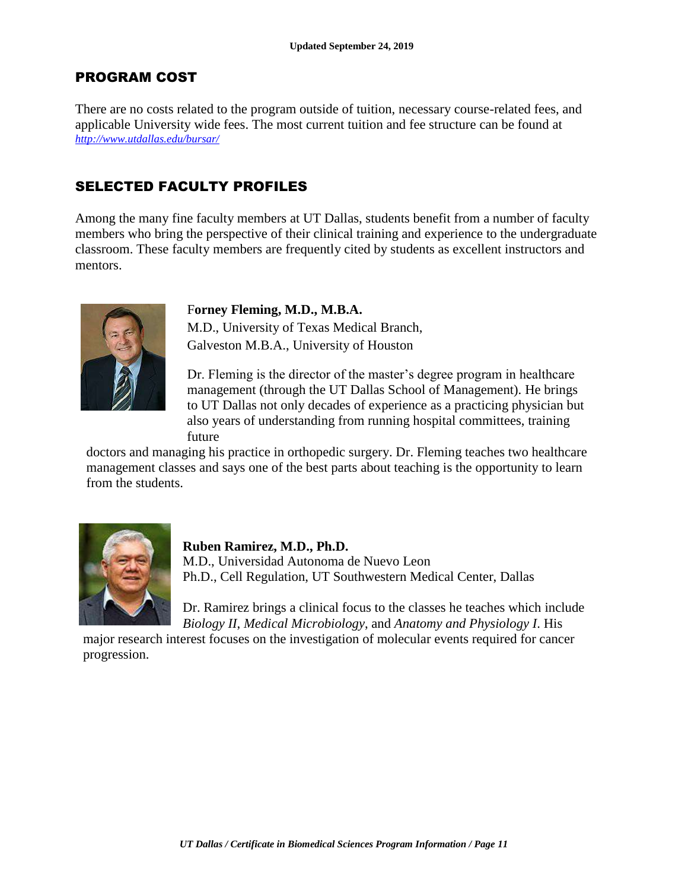## PROGRAM COST

There are no costs related to the program outside of tuition, necessary course-related fees, and applicable University wide fees. The most current tuition and fee structure can be found at *http://www.utdallas.edu/bursar/*

## SELECTED FACULTY PROFILES

Among the many fine faculty members at UT Dallas, students benefit from a number of faculty members who bring the perspective of their clinical training and experience to the undergraduate classroom. These faculty members are frequently cited by students as excellent instructors and mentors.

**Forney Fleming, M.D., M.B.A.**
M.D., University of Texas Medical Branch, Galveston M.B.A., University of Houston

Dr. Fleming is the director of the master's degree program in healthcare management (through the UT Dallas School of Management). He brings to UT Dallas not only decades of experience as a practicing physician but also years of understanding from running hospital committees, training future doctors and managing his practice in orthopedic surgery. Dr. Fleming teaches two healthcare management classes and says one of the best parts about teaching is the opportunity to learn from the students.

**Ruben Ramirez, M.D., Ph.D.**
M.D., Universidad Autonoma de Nuevo Leon
Ph.D., Cell Regulation, UT Southwestern Medical Center, Dallas

Dr. Ramirez brings a clinical focus to the classes he teaches which include *Biology II*, *Medical Microbiology*, and *Anatomy and Physiology I*. His major research interest focuses on the investigation of molecular events required for cancer progression.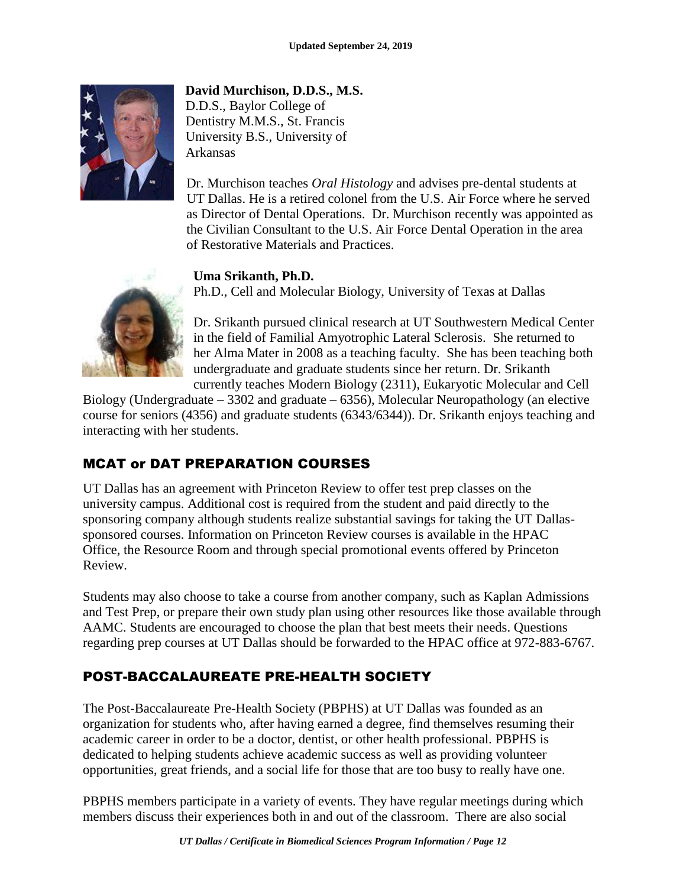**David Murchison, D.D.S., M.S.**
D.D.S., Baylor College of Dentistry M.M.S., St. Francis University B.S., University of Arkansas

Dr. Murchison teaches *Oral Histology* and advises pre-dental students at UT Dallas. He is a retired colonel from the U.S. Air Force where he served as Director of Dental Operations. Dr. Murchison recently was appointed as the Civilian Consultant to the U.S. Air Force Dental Operation in the area of Restorative Materials and Practices.

**Uma Srikanth, Ph.D.**
Ph.D., Cell and Molecular Biology, University of Texas at Dallas

Dr. Srikanth pursued clinical research at UT Southwestern Medical Center in the field of Familial Amyotrophic Lateral Sclerosis. She returned to her Alma Mater in 2008 as a teaching faculty. She has been teaching both undergraduate and graduate students since her return. Dr. Srikanth currently teaches Modern Biology (2311), Eukaryotic Molecular and Cell Biology (Undergraduate – 3302 and graduate – 6356), Molecular Neuropathology (an elective course for seniors (4356) and graduate students (6343/6344)). Dr. Srikanth enjoys teaching and interacting with her students.

## MCAT or DAT PREPARATION COURSES

UT Dallas has an agreement with Princeton Review to offer test prep classes on the university campus. Additional cost is required from the student and paid directly to the sponsoring company although students realize substantial savings for taking the UT Dallas-sponsored courses. Information on Princeton Review courses is available in the HPAC Office, the Resource Room and through special promotional events offered by Princeton Review.

Students may also choose to take a course from another company, such as Kaplan Admissions and Test Prep, or prepare their own study plan using other resources like those available through AAMC. Students are encouraged to choose the plan that best meets their needs. Questions regarding prep courses at UT Dallas should be forwarded to the HPAC office at 972-883-6767.

## POST-BACCALAUREATE PRE-HEALTH SOCIETY

The Post-Baccalaureate Pre-Health Society (PBPHS) at UT Dallas was founded as an organization for students who, after having earned a degree, find themselves resuming their academic career in order to be a doctor, dentist, or other health professional. PBPHS is dedicated to helping students achieve academic success as well as providing volunteer opportunities, great friends, and a social life for those that are too busy to really have one.

PBPHS members participate in a variety of events. They have regular meetings during which members discuss their experiences both in and out of the classroom. There are also social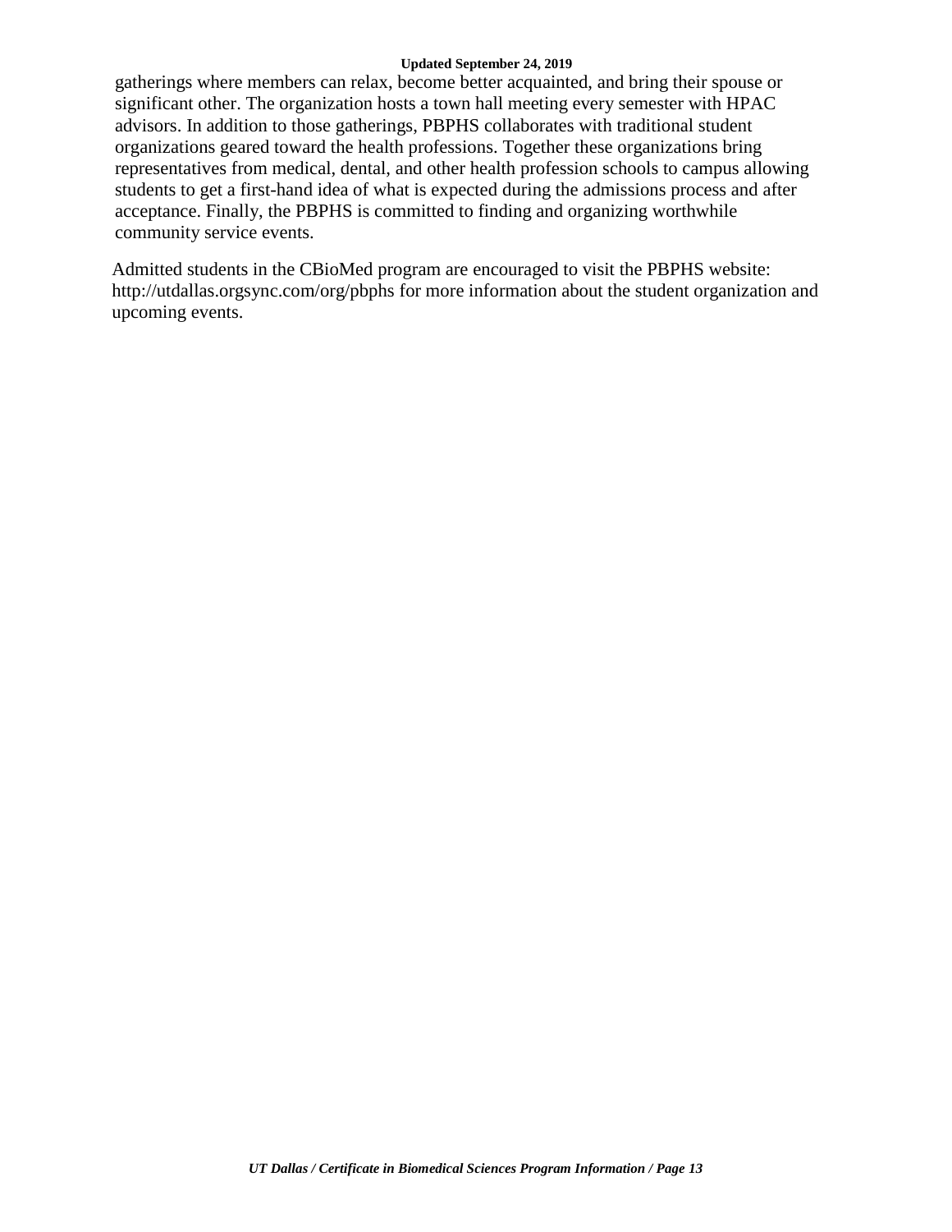gatherings where members can relax, become better acquainted, and bring their spouse or significant other. The organization hosts a town hall meeting every semester with HPAC advisors. In addition to those gatherings, PBPHS collaborates with traditional student organizations geared toward the health professions. Together these organizations bring representatives from medical, dental, and other health profession schools to campus allowing students to get a first-hand idea of what is expected during the admissions process and after acceptance. Finally, the PBPHS is committed to finding and organizing worthwhile community service events.

Admitted students in the CBioMed program are encouraged to visit the PBPHS website: http://utdallas.orgsync.com/org/pbphs for more information about the student organization and upcoming events.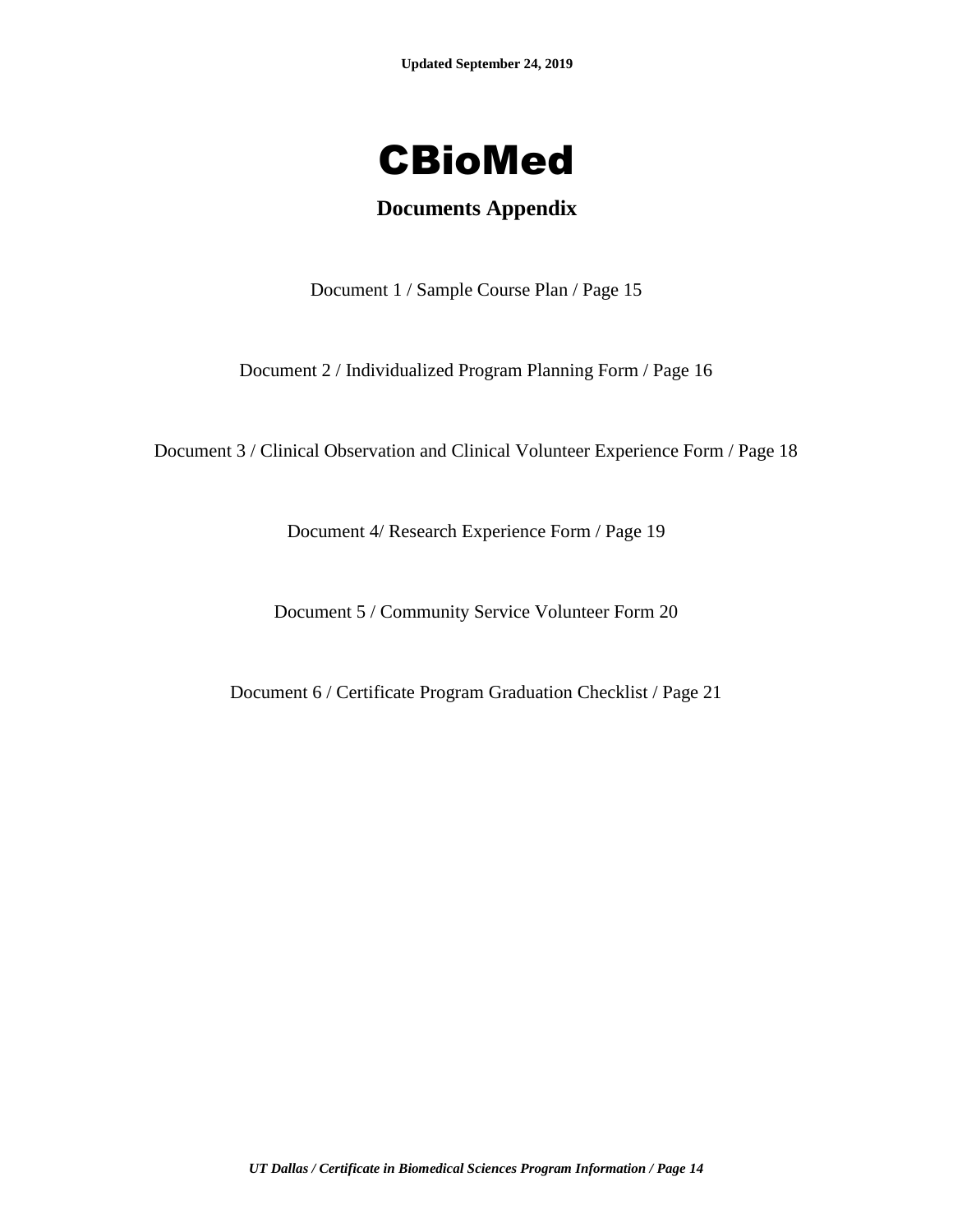Updated September 24, 2019

# CBioMed

## Documents Appendix

Document 1 / Sample Course Plan / Page 15

Document 2 / Individualized Program Planning Form / Page 16

Document 3 / Clinical Observation and Clinical Volunteer Experience Form / Page 18

Document 4/ Research Experience Form / Page 19

Document 5 / Community Service Volunteer Form 20

Document 6 / Certificate Program Graduation Checklist / Page 21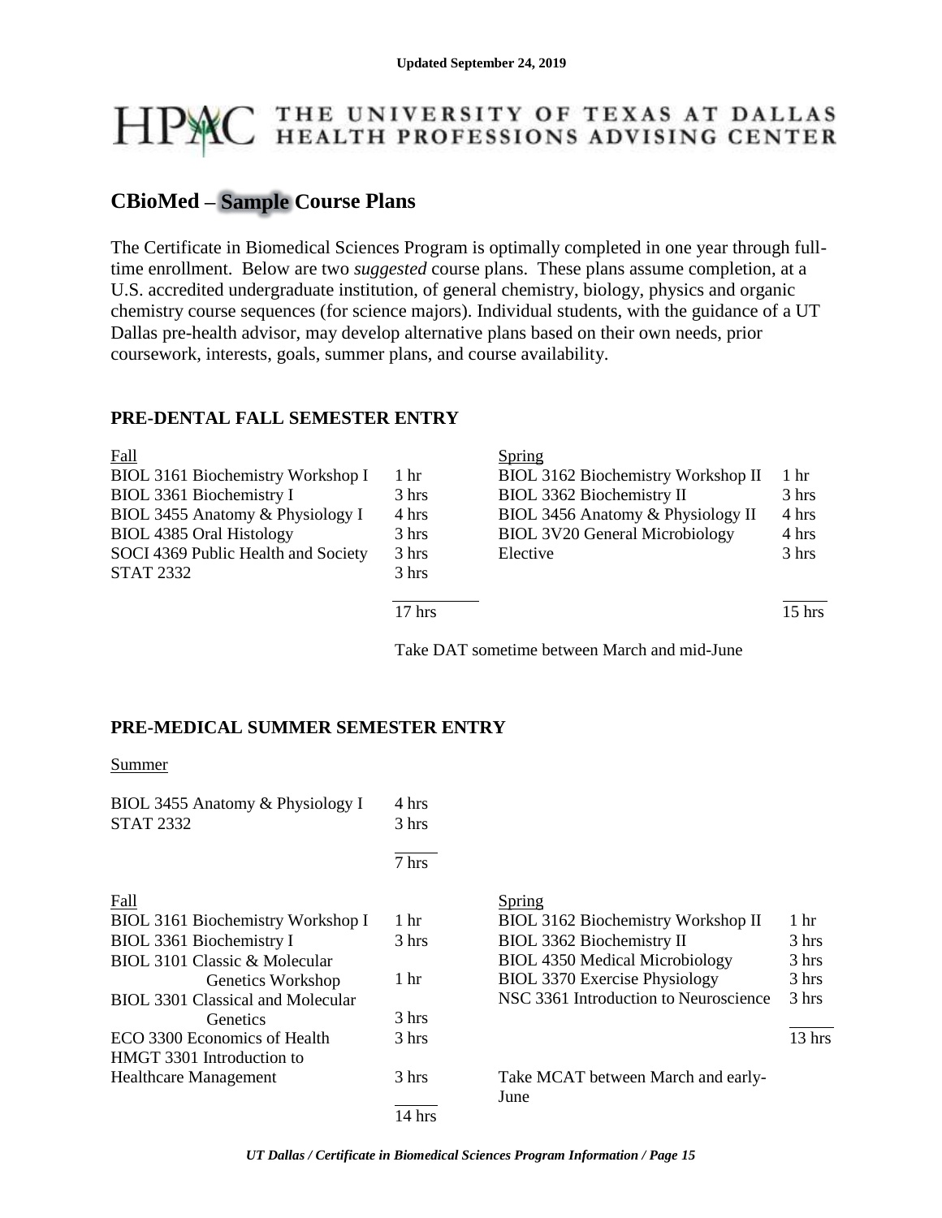Updated September 24, 2019

# THE UNIVERSITY OF TEXAS AT DALLAS HEALTH PROFESSIONS ADVISING CENTER

## CBioMed – Sample Course Plans

The Certificate in Biomedical Sciences Program is optimally completed in one year through full-time enrollment. Below are two *suggested* course plans. These plans assume completion, at a U.S. accredited undergraduate institution, of general chemistry, biology, physics and organic chemistry course sequences (for science majors). Individual students, with the guidance of a UT Dallas pre-health advisor, may develop alternative plans based on their own needs, prior coursework, interests, goals, summer plans, and course availability.

### PRE-DENTAL FALL SEMESTER ENTRY

| Fall | | Spring | |
|---|---|---|---|
| BIOL 3161 Biochemistry Workshop I | 1 hr | BIOL 3162 Biochemistry Workshop II | 1 hr |
| BIOL 3361 Biochemistry I | 3 hrs | BIOL 3362 Biochemistry II | 3 hrs |
| BIOL 3455 Anatomy & Physiology I | 4 hrs | BIOL 3456 Anatomy & Physiology II | 4 hrs |
| BIOL 4385 Oral Histology | 3 hrs | BIOL 3V20 General Microbiology | 4 hrs |
| SOCI 4369 Public Health and Society | 3 hrs | Elective | 3 hrs |
| STAT 2332 | 3 hrs | | |
| | 17 hrs | | 15 hrs |

Take DAT sometime between March and mid-June

### PRE-MEDICAL SUMMER SEMESTER ENTRY

| Summer | |
|---|---|
| BIOL 3455 Anatomy & Physiology I | 4 hrs |
| STAT 2332 | 3 hrs |
| | 7 hrs |

| Fall | | Spring | |
|---|---|---|---|
| BIOL 3161 Biochemistry Workshop I | 1 hr | BIOL 3162 Biochemistry Workshop II | 1 hr |
| BIOL 3361 Biochemistry I | 3 hrs | BIOL 3362 Biochemistry II | 3 hrs |
| BIOL 3101 Classic & Molecular Genetics Workshop | 1 hr | BIOL 4350 Medical Microbiology | 3 hrs |
| BIOL 3301 Classical and Molecular Genetics | 3 hrs | BIOL 3370 Exercise Physiology | 3 hrs |
| ECO 3300 Economics of Health | 3 hrs | NSC 3361 Introduction to Neuroscience | 3 hrs |
| HMGT 3301 Introduction to Healthcare Management | 3 hrs | | |
| | 14 hrs | | 13 hrs |

Take MCAT between March and early-June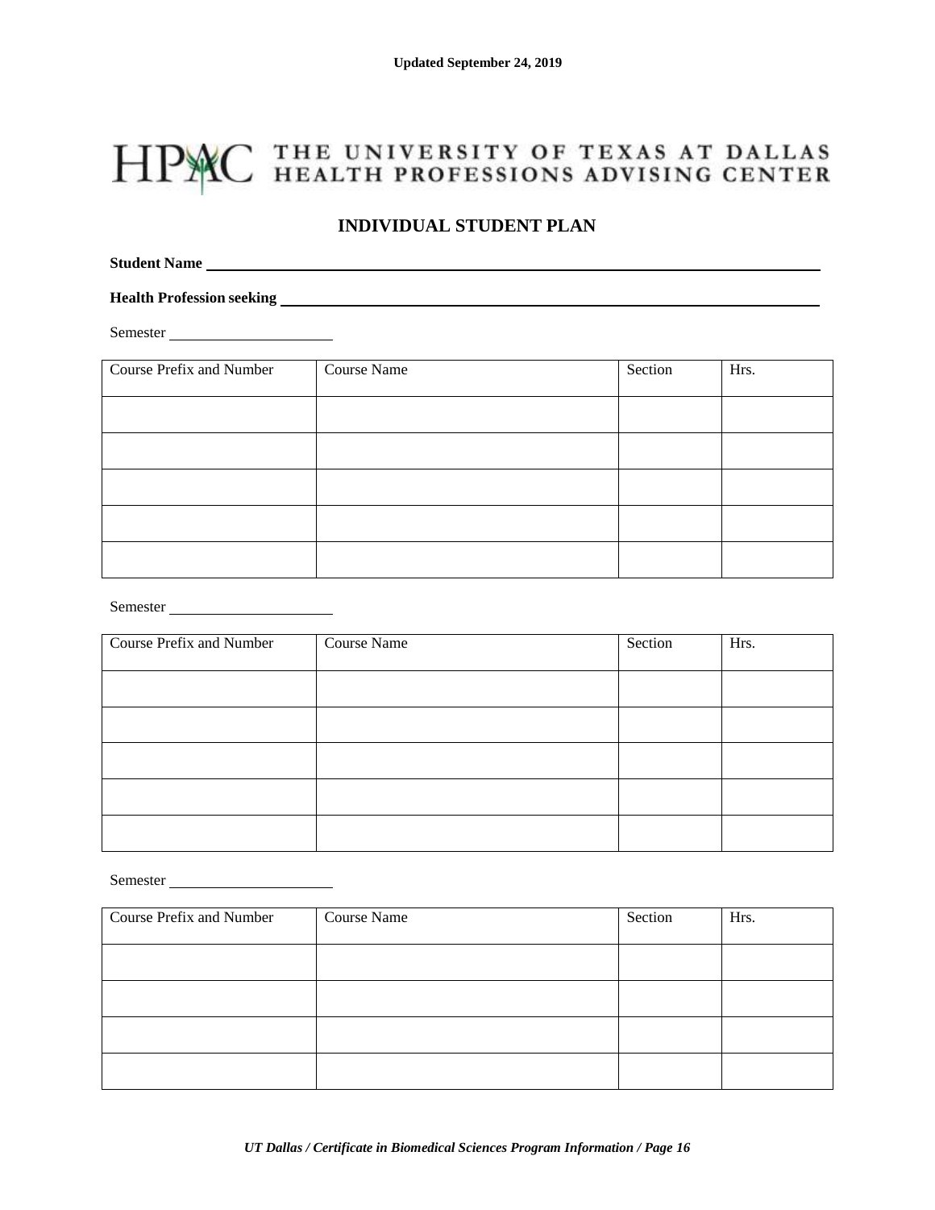Updated September 24, 2019

# HPAC THE UNIVERSITY OF TEXAS AT DALLAS HEALTH PROFESSIONS ADVISING CENTER

## INDIVIDUAL STUDENT PLAN

**Student Name** ______________________________________________

**Health Profession seeking** ______________________________________________

Semester ____________________

| Course Prefix and Number | Course Name | Section | Hrs. |
|---|---|---|---|
| | | | |
| | | | |
| | | | |
| | | | |
| | | | |

Semester ____________________

| Course Prefix and Number | Course Name | Section | Hrs. |
|---|---|---|---|
| | | | |
| | | | |
| | | | |
| | | | |
| | | | |

Semester ____________________

| Course Prefix and Number | Course Name | Section | Hrs. |
|---|---|---|---|
| | | | |
| | | | |
| | | | |
| | | | |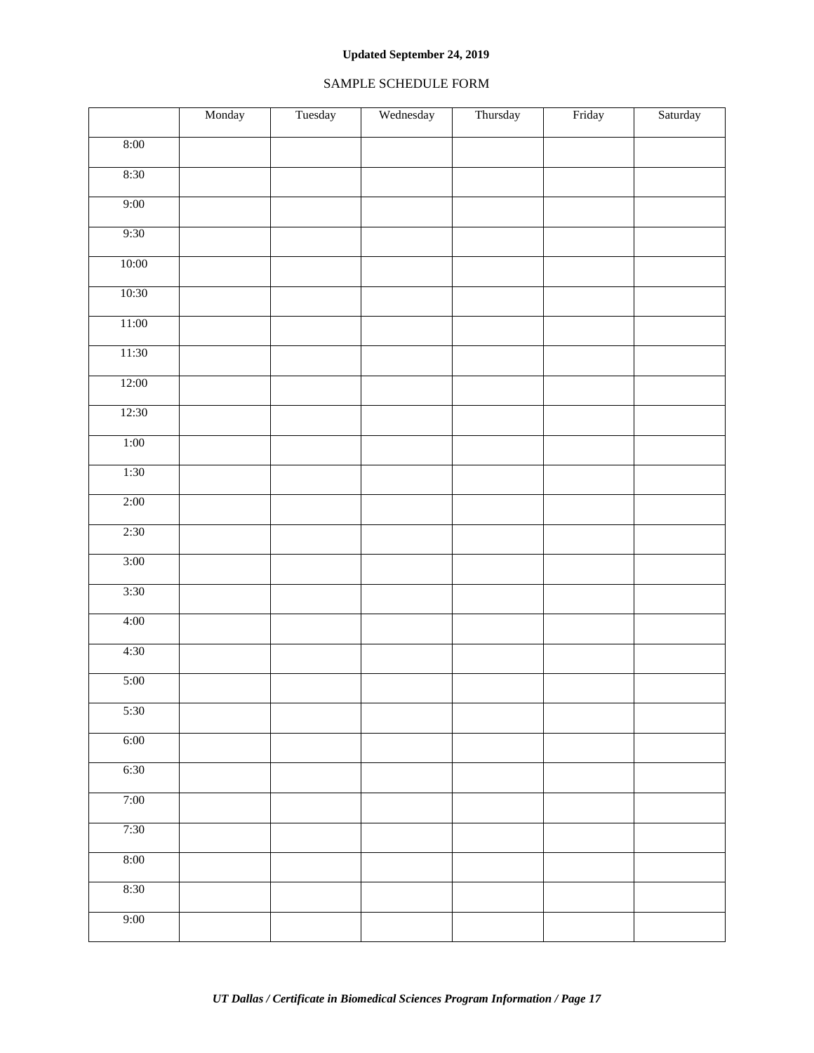**Updated September 24, 2019**

SAMPLE SCHEDULE FORM

| | Monday | Tuesday | Wednesday | Thursday | Friday | Saturday |
|---|---|---|---|---|---|---|
| 8:00 | | | | | | |
| 8:30 | | | | | | |
| 9:00 | | | | | | |
| 9:30 | | | | | | |
| 10:00 | | | | | | |
| 10:30 | | | | | | |
| 11:00 | | | | | | |
| 11:30 | | | | | | |
| 12:00 | | | | | | |
| 12:30 | | | | | | |
| 1:00 | | | | | | |
| 1:30 | | | | | | |
| 2:00 | | | | | | |
| 2:30 | | | | | | |
| 3:00 | | | | | | |
| 3:30 | | | | | | |
| 4:00 | | | | | | |
| 4:30 | | | | | | |
| 5:00 | | | | | | |
| 5:30 | | | | | | |
| 6:00 | | | | | | |
| 6:30 | | | | | | |
| 7:00 | | | | | | |
| 7:30 | | | | | | |
| 8:00 | | | | | | |
| 8:30 | | | | | | |
| 9:00 | | | | | | |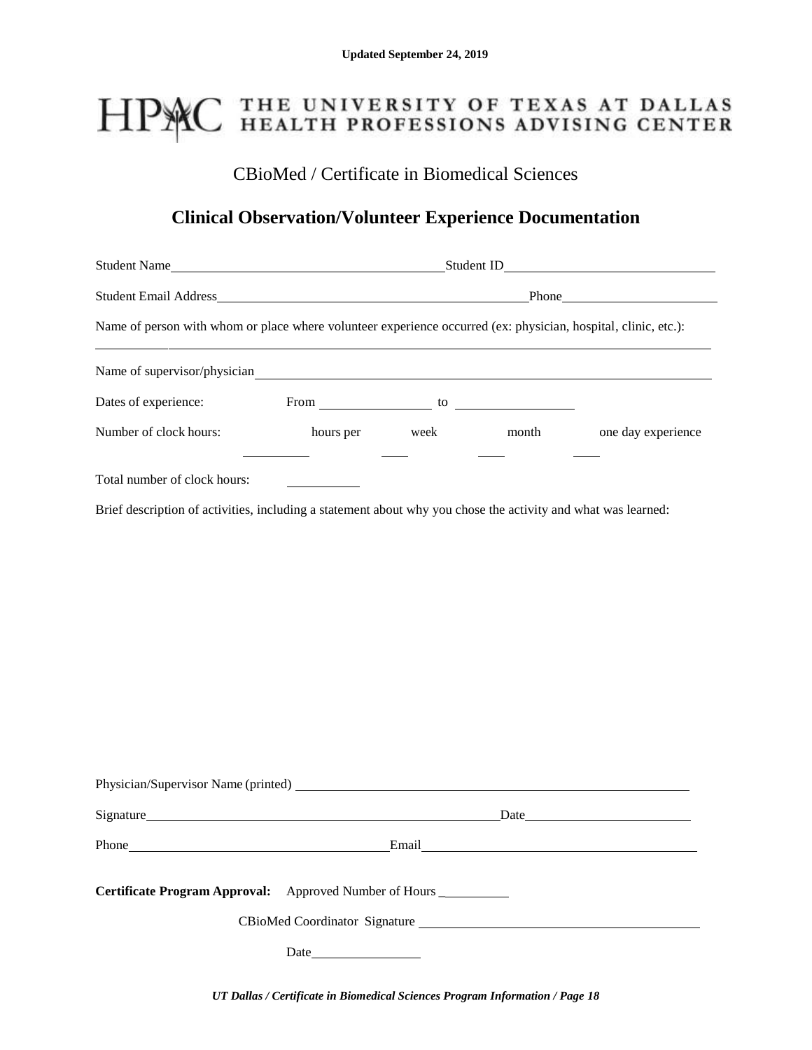**Updated September 24, 2019**

# HPAC THE UNIVERSITY OF TEXAS AT DALLAS HEALTH PROFESSIONS ADVISING CENTER

## CBioMed / Certificate in Biomedical Sciences

## Clinical Observation/Volunteer Experience Documentation

Student Name ______________________________ Student ID ______________________

Student Email Address ____________________________________ Phone __________________

Name of person with whom or place where volunteer experience occurred (ex: physician, hospital, clinic, etc.):

______________________________________________________________________

Name of supervisor/physician ____________________________________________________

Dates of experience: From ____________ to ____________

Number of clock hours: ________ hours per ____ week ____ month ____ one day experience

Total number of clock hours: ________

Brief description of activities, including a statement about why you chose the activity and what was learned:

Physician/Supervisor Name (printed) ____________________________________________

Signature ________________________________________ Date __________________

Phone ____________________________ Email ______________________________

**Certificate Program Approval:** Approved Number of Hours __________

CBioMed Coordinator Signature ______________________________

Date ____________

*UT Dallas / Certificate in Biomedical Sciences Program Information / Page 18*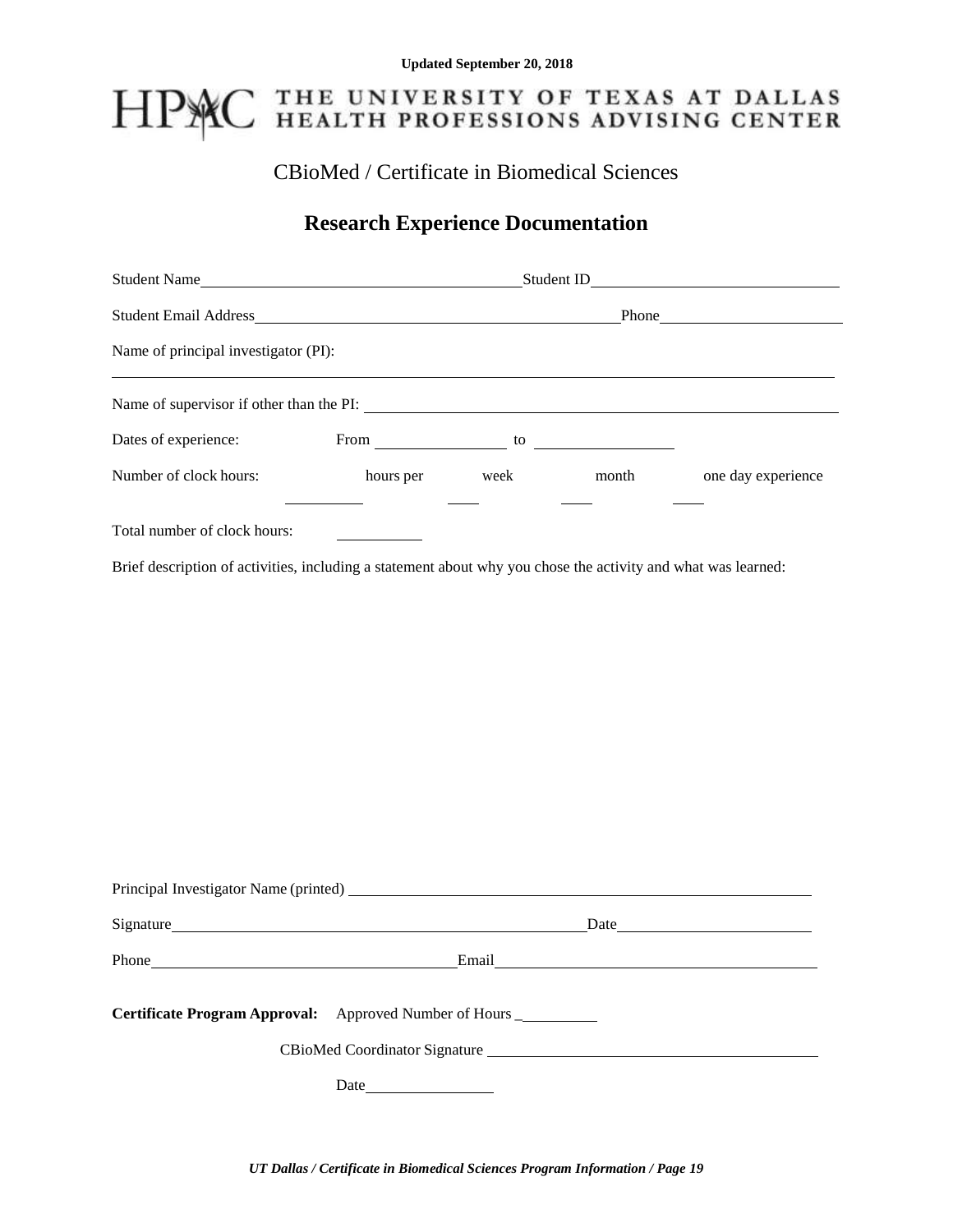Updated September 20, 2018

# HPAC THE UNIVERSITY OF TEXAS AT DALLAS HEALTH PROFESSIONS ADVISING CENTER

## CBioMed / Certificate in Biomedical Sciences

## Research Experience Documentation

Student Name\_\_\_\_\_\_\_\_\_\_\_\_\_\_\_\_\_\_\_\_\_\_\_\_\_\_\_\_\_\_\_\_\_\_\_\_ Student ID\_\_\_\_\_\_\_\_\_\_\_\_\_\_\_\_\_\_\_\_\_\_\_\_\_\_\_\_

Student Email Address\_\_\_\_\_\_\_\_\_\_\_\_\_\_\_\_\_\_\_\_\_\_\_\_\_\_\_\_\_\_\_\_\_\_\_\_\_\_\_\_ Phone\_\_\_\_\_\_\_\_\_\_\_\_\_\_\_\_\_\_\_\_\_\_

Name of principal investigator (PI):

\_\_\_\_\_\_\_\_\_\_\_\_\_\_\_\_\_\_\_\_\_\_\_\_\_\_\_\_\_\_\_\_\_\_\_\_\_\_\_\_\_\_\_\_\_\_\_\_\_\_\_\_\_\_\_\_\_\_\_\_\_\_\_\_\_\_\_\_\_\_\_\_\_\_\_\_\_\_\_\_

Name of supervisor if other than the PI: \_\_\_\_\_\_\_\_\_\_\_\_\_\_\_\_\_\_\_\_\_\_\_\_\_\_\_\_\_\_\_\_\_\_\_\_\_\_\_\_\_\_\_\_\_\_\_\_\_

Dates of experience: From \_\_\_\_\_\_\_\_\_\_\_\_\_\_\_\_ to \_\_\_\_\_\_\_\_\_\_\_\_\_\_\_\_

Number of clock hours: \_\_\_\_\_\_\_\_\_ hours per \_\_\_\_ week \_\_\_\_ month \_\_\_\_ one day experience

Total number of clock hours: \_\_\_\_\_\_\_\_\_\_

Brief description of activities, including a statement about why you chose the activity and what was learned:

Principal Investigator Name (printed) \_\_\_\_\_\_\_\_\_\_\_\_\_\_\_\_\_\_\_\_\_\_\_\_\_\_\_\_\_\_\_\_\_\_\_\_\_\_\_\_\_\_\_\_\_\_\_\_\_\_\_\_\_\_

Signature\_\_\_\_\_\_\_\_\_\_\_\_\_\_\_\_\_\_\_\_\_\_\_\_\_\_\_\_\_\_\_\_\_\_\_\_\_\_\_\_\_\_\_\_\_\_\_\_ Date\_\_\_\_\_\_\_\_\_\_\_\_\_\_\_\_\_\_\_\_\_\_\_

Phone\_\_\_\_\_\_\_\_\_\_\_\_\_\_\_\_\_\_\_\_\_\_\_\_\_\_\_\_\_\_\_\_\_\_\_\_\_ Email\_\_\_\_\_\_\_\_\_\_\_\_\_\_\_\_\_\_\_\_\_\_\_\_\_\_\_\_\_\_\_\_\_\_\_\_\_\_

**Certificate Program Approval:** Approved Number of Hours \_\_\_\_\_\_\_\_\_\_

CBioMed Coordinator Signature \_\_\_\_\_\_\_\_\_\_\_\_\_\_\_\_\_\_\_\_\_\_\_\_\_\_\_\_\_\_\_\_\_\_\_\_\_\_\_\_

Date\_\_\_\_\_\_\_\_\_\_\_\_\_\_\_\_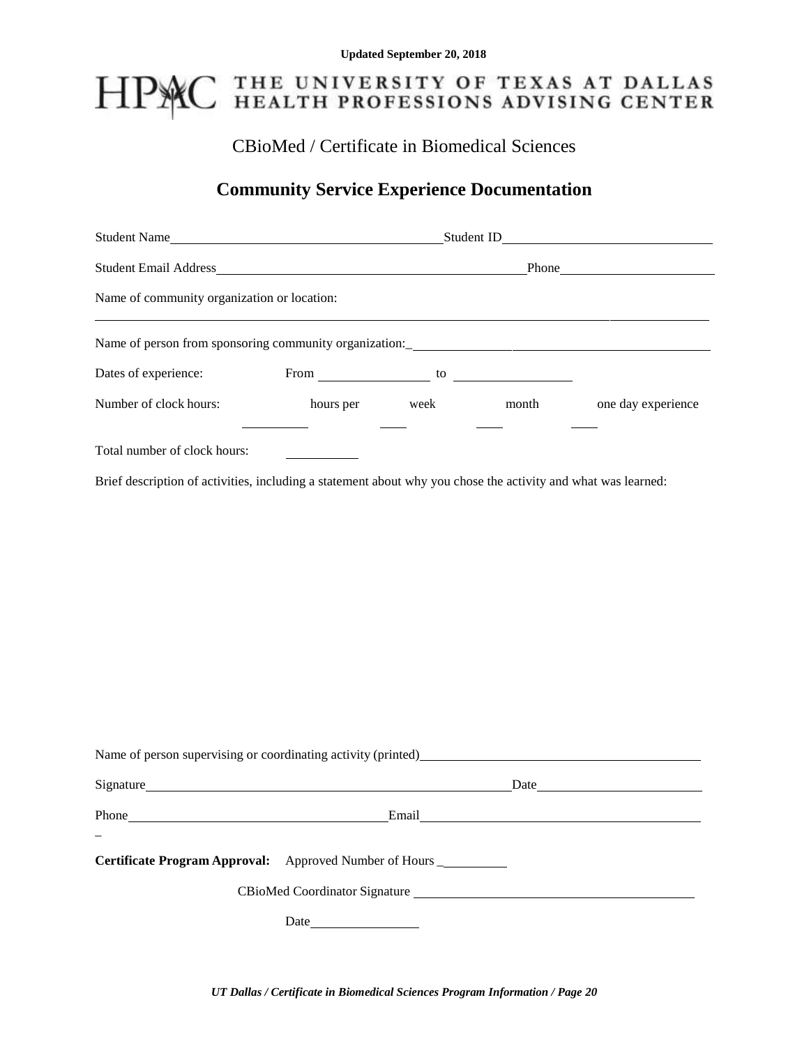Updated September 20, 2018

HPAC THE UNIVERSITY OF TEXAS AT DALLAS HEALTH PROFESSIONS ADVISING CENTER

CBioMed / Certificate in Biomedical Sciences

## Community Service Experience Documentation

Student Name\_\_\_\_\_\_\_\_\_\_\_\_\_\_\_\_\_\_\_\_\_\_\_\_\_\_\_\_\_\_\_\_\_\_\_\_\_\_\_\_ Student ID\_\_\_\_\_\_\_\_\_\_\_\_\_\_\_\_\_\_\_\_\_\_\_\_\_\_\_\_\_\_

Student Email Address\_\_\_\_\_\_\_\_\_\_\_\_\_\_\_\_\_\_\_\_\_\_\_\_\_\_\_\_\_\_\_\_\_\_\_\_\_\_\_\_\_\_\_\_ Phone\_\_\_\_\_\_\_\_\_\_\_\_\_\_\_\_\_\_\_\_\_\_\_\_

Name of community organization or location:

\_\_\_\_\_\_\_\_\_\_\_\_\_\_\_\_\_\_\_\_\_\_\_\_\_\_\_\_\_\_\_\_\_\_\_\_\_\_\_\_\_\_\_\_\_\_\_\_\_\_\_\_\_\_\_\_\_\_\_\_\_\_\_\_\_\_\_\_\_\_\_\_\_\_\_\_\_\_\_\_\_\_\_\_\_\_\_\_

Name of person from sponsoring community organization:\_\_\_\_\_\_\_\_\_\_\_\_\_\_\_\_\_\_\_\_\_\_\_\_\_\_\_\_\_\_\_\_\_\_\_\_\_\_\_\_\_\_\_\_

Dates of experience: From \_\_\_\_\_\_\_\_\_\_\_\_\_\_\_\_ to \_\_\_\_\_\_\_\_\_\_\_\_\_\_\_\_\_

Number of clock hours: \_\_\_\_\_\_\_\_\_\_ hours per \_\_\_\_ week \_\_\_\_ month \_\_\_\_ one day experience

Total number of clock hours: \_\_\_\_\_\_\_\_\_\_

Brief description of activities, including a statement about why you chose the activity and what was learned:

Name of person supervising or coordinating activity (printed)\_\_\_\_\_\_\_\_\_\_\_\_\_\_\_\_\_\_\_\_\_\_\_\_\_\_\_\_\_\_\_\_\_\_\_\_\_\_\_\_

Signature\_\_\_\_\_\_\_\_\_\_\_\_\_\_\_\_\_\_\_\_\_\_\_\_\_\_\_\_\_\_\_\_\_\_\_\_\_\_\_\_\_\_\_\_\_\_\_\_\_\_\_\_\_\_\_\_ Date\_\_\_\_\_\_\_\_\_\_\_\_\_\_\_\_\_\_\_\_\_\_\_\_

Phone\_\_\_\_\_\_\_\_\_\_\_\_\_\_\_\_\_\_\_\_\_\_\_\_\_\_\_\_\_\_\_\_\_\_\_\_\_\_\_\_ Email\_\_\_\_\_\_\_\_\_\_\_\_\_\_\_\_\_\_\_\_\_\_\_\_\_\_\_\_\_\_\_\_\_\_\_\_\_\_\_\_\_\_

**Certificate Program Approval:** Approved Number of Hours \_\_\_\_\_\_\_\_\_\_

CBioMed Coordinator Signature \_\_\_\_\_\_\_\_\_\_\_\_\_\_\_\_\_\_\_\_\_\_\_\_\_\_\_\_\_\_\_\_\_\_\_\_\_\_\_\_\_\_

Date\_\_\_\_\_\_\_\_\_\_\_\_\_\_\_\_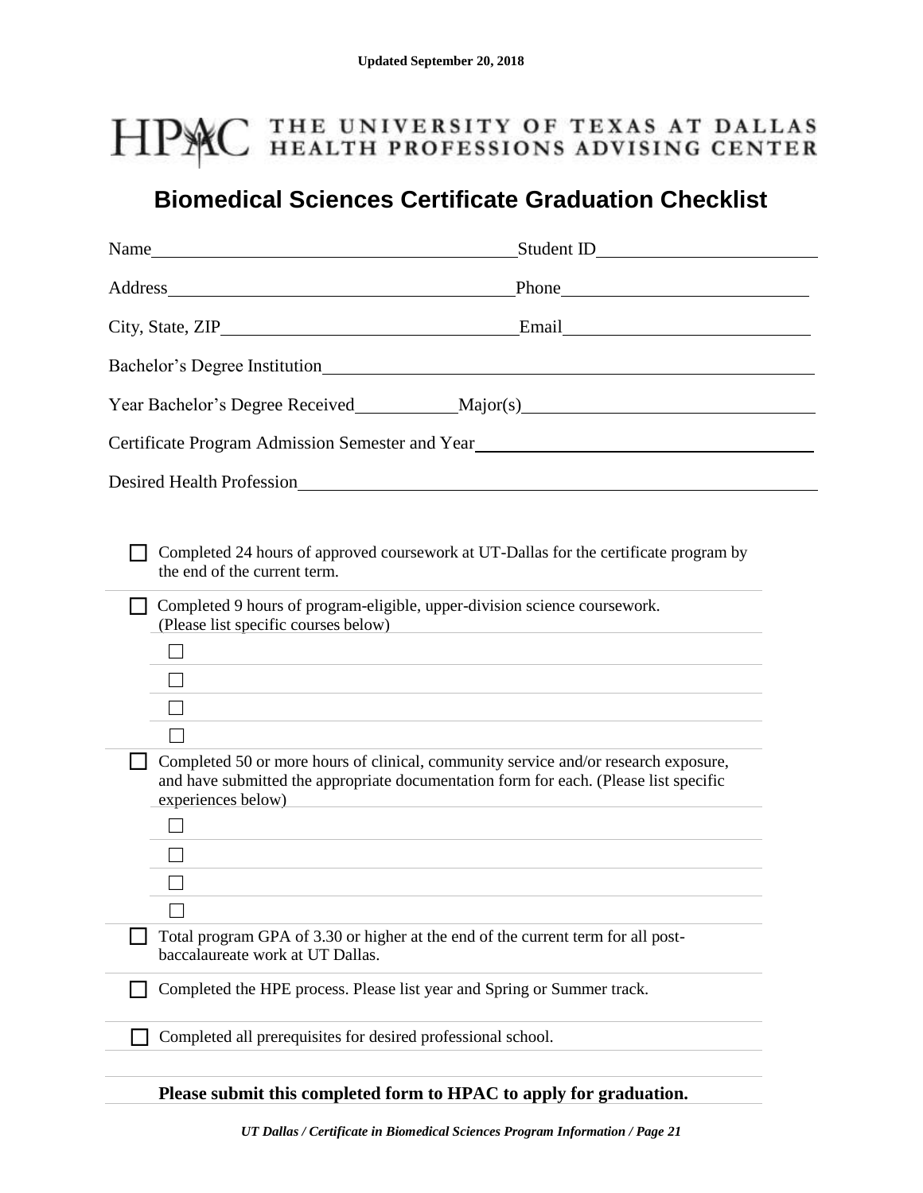Updated September 20, 2018

HPAC THE UNIVERSITY OF TEXAS AT DALLAS HEALTH PROFESSIONS ADVISING CENTER

# Biomedical Sciences Certificate Graduation Checklist

Name\_\_\_\_\_\_\_\_\_\_\_\_\_\_\_\_\_\_\_\_\_\_\_\_\_\_\_\_\_\_\_\_\_\_\_\_\_\_\_\_ Student ID\_\_\_\_\_\_\_\_\_\_\_\_\_\_\_\_\_\_\_\_\_\_\_\_

Address\_\_\_\_\_\_\_\_\_\_\_\_\_\_\_\_\_\_\_\_\_\_\_\_\_\_\_\_\_\_\_\_\_\_\_\_\_\_ Phone\_\_\_\_\_\_\_\_\_\_\_\_\_\_\_\_\_\_\_\_\_\_\_\_\_\_\_

City, State, ZIP\_\_\_\_\_\_\_\_\_\_\_\_\_\_\_\_\_\_\_\_\_\_\_\_\_\_\_\_\_\_\_\_\_ Email\_\_\_\_\_\_\_\_\_\_\_\_\_\_\_\_\_\_\_\_\_\_\_\_\_\_\_

Bachelor's Degree Institution\_\_\_\_\_\_\_\_\_\_\_\_\_\_\_\_\_\_\_\_\_\_\_\_\_\_\_\_\_\_\_\_\_\_\_\_\_\_\_\_\_\_\_\_\_\_\_\_\_\_\_\_\_\_\_\_

Year Bachelor's Degree Received\_\_\_\_\_\_\_\_\_\_\_ Major(s)\_\_\_\_\_\_\_\_\_\_\_\_\_\_\_\_\_\_\_\_\_\_\_\_\_\_\_\_\_\_\_\_

Certificate Program Admission Semester and Year\_\_\_\_\_\_\_\_\_\_\_\_\_\_\_\_\_\_\_\_\_\_\_\_\_\_\_\_\_\_\_\_\_\_\_\_\_

Desired Health Profession\_\_\_\_\_\_\_\_\_\_\_\_\_\_\_\_\_\_\_\_\_\_\_\_\_\_\_\_\_\_\_\_\_\_\_\_\_\_\_\_\_\_\_\_\_\_\_\_\_\_\_\_\_\_\_\_\_\_\_

- [ ] Completed 24 hours of approved coursework at UT-Dallas for the certificate program by the end of the current term.
- [ ] Completed 9 hours of program-eligible, upper-division science coursework. (Please list specific courses below)
  - [ ] 
  - [ ] 
  - [ ] 
  - [ ] 
- [ ] Completed 50 or more hours of clinical, community service and/or research exposure, and have submitted the appropriate documentation form for each. (Please list specific experiences below)
  - [ ] 
  - [ ] 
  - [ ] 
  - [ ] 
- [ ] Total program GPA of 3.30 or higher at the end of the current term for all post-baccalaureate work at UT Dallas.
- [ ] Completed the HPE process. Please list year and Spring or Summer track.
- [ ] Completed all prerequisites for desired professional school.

**Please submit this completed form to HPAC to apply for graduation.**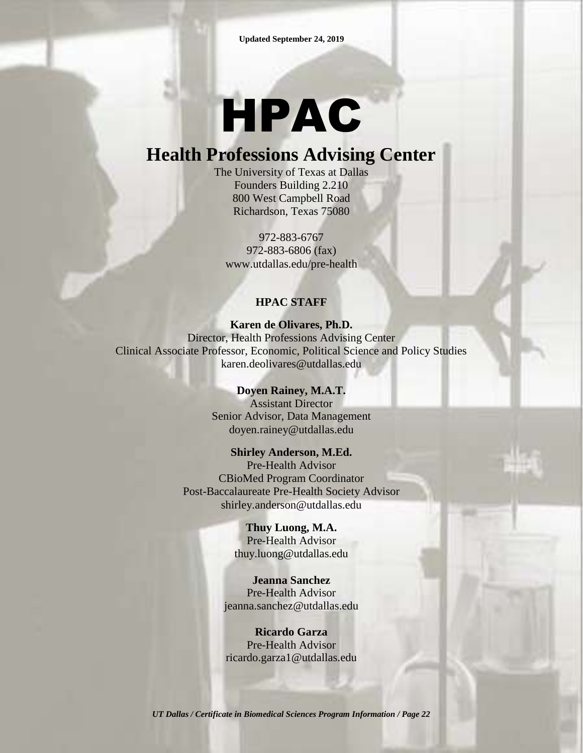Updated September 24, 2019

# HPAC

## Health Professions Advising Center

The University of Texas at Dallas
Founders Building 2.210
800 West Campbell Road
Richardson, Texas 75080

972-883-6767
972-883-6806 (fax)
www.utdallas.edu/pre-health

### HPAC STAFF

**Karen de Olivares, Ph.D.**
Director, Health Professions Advising Center
Clinical Associate Professor, Economic, Political Science and Policy Studies
karen.deolivares@utdallas.edu

**Doyen Rainey, M.A.T.**
Assistant Director
Senior Advisor, Data Management
doyen.rainey@utdallas.edu

**Shirley Anderson, M.Ed.**
Pre-Health Advisor
CBioMed Program Coordinator
Post-Baccalaureate Pre-Health Society Advisor
shirley.anderson@utdallas.edu

**Thuy Luong, M.A.**
Pre-Health Advisor
thuy.luong@utdallas.edu

**Jeanna Sanchez**
Pre-Health Advisor
jeanna.sanchez@utdallas.edu

**Ricardo Garza**
Pre-Health Advisor
ricardo.garza1@utdallas.edu